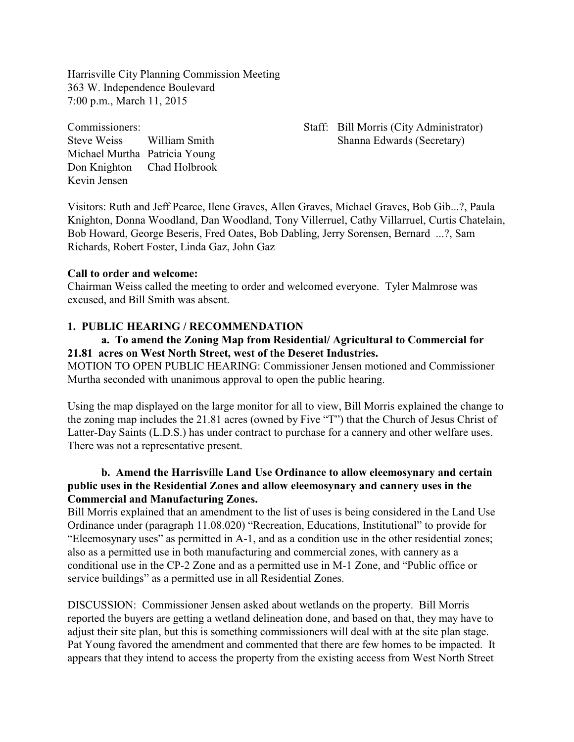Harrisville City Planning Commission Meeting
363 W. Independence Boulevard
7:00 p.m., March 11, 2015

Commissioners:
Steve Weiss William Smith
Michael Murtha Patricia Young
Don Knighton Chad Holbrook
Kevin Jensen

Staff: Bill Morris (City Administrator)
Shanna Edwards (Secretary)

Visitors: Ruth and Jeff Pearce, Ilene Graves, Allen Graves, Michael Graves, Bob Gib...?, Paula Knighton, Donna Woodland, Dan Woodland, Tony Villerruel, Cathy Villarruel, Curtis Chatelain, Bob Howard, George Beseris, Fred Oates, Bob Dabling, Jerry Sorensen, Bernard ...?, Sam Richards, Robert Foster, Linda Gaz, John Gaz

**Call to order and welcome:**
Chairman Weiss called the meeting to order and welcomed everyone. Tyler Malmrose was excused, and Bill Smith was absent.

**1. PUBLIC HEARING / RECOMMENDATION**

**a. To amend the Zoning Map from Residential/ Agricultural to Commercial for 21.81 acres on West North Street, west of the Deseret Industries.**

MOTION TO OPEN PUBLIC HEARING: Commissioner Jensen motioned and Commissioner Murtha seconded with unanimous approval to open the public hearing.

Using the map displayed on the large monitor for all to view, Bill Morris explained the change to the zoning map includes the 21.81 acres (owned by Five "T") that the Church of Jesus Christ of Latter-Day Saints (L.D.S.) has under contract to purchase for a cannery and other welfare uses. There was not a representative present.

**b. Amend the Harrisville Land Use Ordinance to allow eleemosynary and certain public uses in the Residential Zones and allow eleemosynary and cannery uses in the Commercial and Manufacturing Zones.**

Bill Morris explained that an amendment to the list of uses is being considered in the Land Use Ordinance under (paragraph 11.08.020) "Recreation, Educations, Institutional" to provide for "Eleemosynary uses" as permitted in A-1, and as a condition use in the other residential zones; also as a permitted use in both manufacturing and commercial zones, with cannery as a conditional use in the CP-2 Zone and as a permitted use in M-1 Zone, and "Public office or service buildings" as a permitted use in all Residential Zones.

DISCUSSION: Commissioner Jensen asked about wetlands on the property. Bill Morris reported the buyers are getting a wetland delineation done, and based on that, they may have to adjust their site plan, but this is something commissioners will deal with at the site plan stage. Pat Young favored the amendment and commented that there are few homes to be impacted. It appears that they intend to access the property from the existing access from West North Street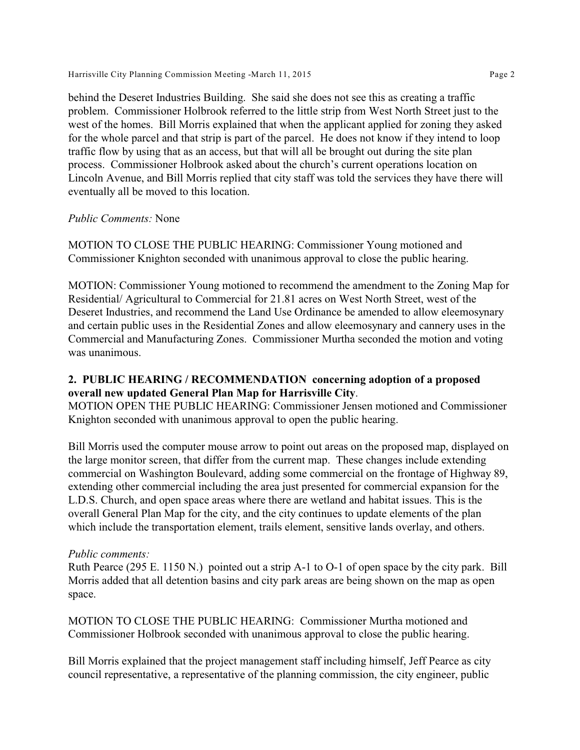behind the Deseret Industries Building. She said she does not see this as creating a traffic problem. Commissioner Holbrook referred to the little strip from West North Street just to the west of the homes. Bill Morris explained that when the applicant applied for zoning they asked for the whole parcel and that strip is part of the parcel. He does not know if they intend to loop traffic flow by using that as an access, but that will all be brought out during the site plan process. Commissioner Holbrook asked about the church's current operations location on Lincoln Avenue, and Bill Morris replied that city staff was told the services they have there will eventually all be moved to this location.

*Public Comments:* None

MOTION TO CLOSE THE PUBLIC HEARING: Commissioner Young motioned and Commissioner Knighton seconded with unanimous approval to close the public hearing.

MOTION: Commissioner Young motioned to recommend the amendment to the Zoning Map for Residential/ Agricultural to Commercial for 21.81 acres on West North Street, west of the Deseret Industries, and recommend the Land Use Ordinance be amended to allow eleemosynary and certain public uses in the Residential Zones and allow eleemosynary and cannery uses in the Commercial and Manufacturing Zones. Commissioner Murtha seconded the motion and voting was unanimous.

**2. PUBLIC HEARING / RECOMMENDATION concerning adoption of a proposed overall new updated General Plan Map for Harrisville City**.

MOTION OPEN THE PUBLIC HEARING: Commissioner Jensen motioned and Commissioner Knighton seconded with unanimous approval to open the public hearing.

Bill Morris used the computer mouse arrow to point out areas on the proposed map, displayed on the large monitor screen, that differ from the current map. These changes include extending commercial on Washington Boulevard, adding some commercial on the frontage of Highway 89, extending other commercial including the area just presented for commercial expansion for the L.D.S. Church, and open space areas where there are wetland and habitat issues. This is the overall General Plan Map for the city, and the city continues to update elements of the plan which include the transportation element, trails element, sensitive lands overlay, and others.

*Public comments:*

Ruth Pearce (295 E. 1150 N.) pointed out a strip A-1 to O-1 of open space by the city park. Bill Morris added that all detention basins and city park areas are being shown on the map as open space.

MOTION TO CLOSE THE PUBLIC HEARING: Commissioner Murtha motioned and Commissioner Holbrook seconded with unanimous approval to close the public hearing.

Bill Morris explained that the project management staff including himself, Jeff Pearce as city council representative, a representative of the planning commission, the city engineer, public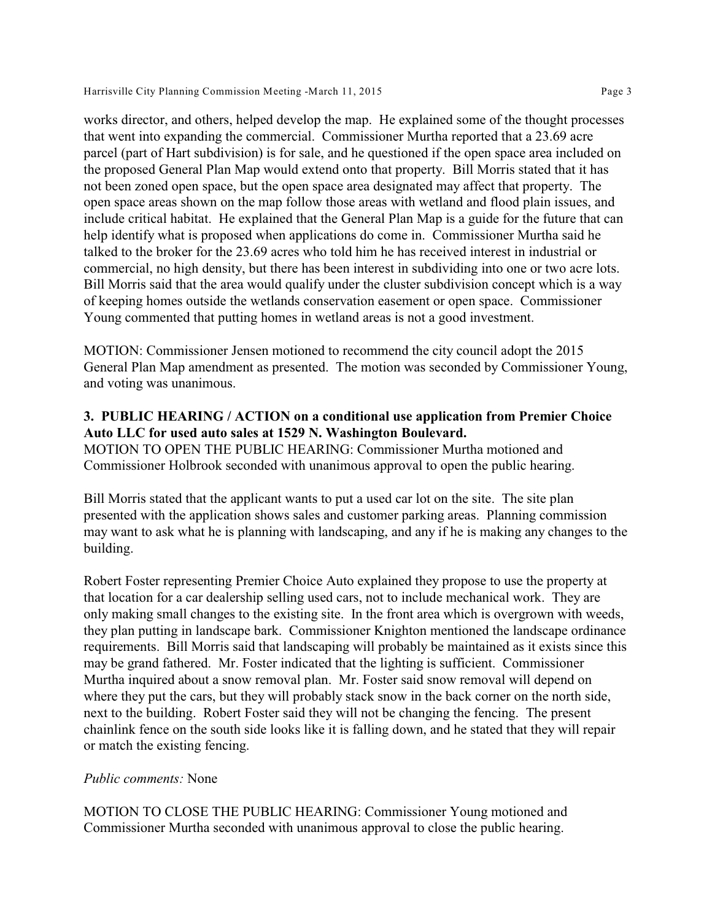works director, and others, helped develop the map. He explained some of the thought processes that went into expanding the commercial. Commissioner Murtha reported that a 23.69 acre parcel (part of Hart subdivision) is for sale, and he questioned if the open space area included on the proposed General Plan Map would extend onto that property. Bill Morris stated that it has not been zoned open space, but the open space area designated may affect that property. The open space areas shown on the map follow those areas with wetland and flood plain issues, and include critical habitat. He explained that the General Plan Map is a guide for the future that can help identify what is proposed when applications do come in. Commissioner Murtha said he talked to the broker for the 23.69 acres who told him he has received interest in industrial or commercial, no high density, but there has been interest in subdividing into one or two acre lots. Bill Morris said that the area would qualify under the cluster subdivision concept which is a way of keeping homes outside the wetlands conservation easement or open space. Commissioner Young commented that putting homes in wetland areas is not a good investment.

MOTION: Commissioner Jensen motioned to recommend the city council adopt the 2015 General Plan Map amendment as presented. The motion was seconded by Commissioner Young, and voting was unanimous.

**3. PUBLIC HEARING / ACTION on a conditional use application from Premier Choice Auto LLC for used auto sales at 1529 N. Washington Boulevard.**

MOTION TO OPEN THE PUBLIC HEARING: Commissioner Murtha motioned and Commissioner Holbrook seconded with unanimous approval to open the public hearing.

Bill Morris stated that the applicant wants to put a used car lot on the site. The site plan presented with the application shows sales and customer parking areas. Planning commission may want to ask what he is planning with landscaping, and any if he is making any changes to the building.

Robert Foster representing Premier Choice Auto explained they propose to use the property at that location for a car dealership selling used cars, not to include mechanical work. They are only making small changes to the existing site. In the front area which is overgrown with weeds, they plan putting in landscape bark. Commissioner Knighton mentioned the landscape ordinance requirements. Bill Morris said that landscaping will probably be maintained as it exists since this may be grand fathered. Mr. Foster indicated that the lighting is sufficient. Commissioner Murtha inquired about a snow removal plan. Mr. Foster said snow removal will depend on where they put the cars, but they will probably stack snow in the back corner on the north side, next to the building. Robert Foster said they will not be changing the fencing. The present chainlink fence on the south side looks like it is falling down, and he stated that they will repair or match the existing fencing.

*Public comments:* None

MOTION TO CLOSE THE PUBLIC HEARING: Commissioner Young motioned and Commissioner Murtha seconded with unanimous approval to close the public hearing.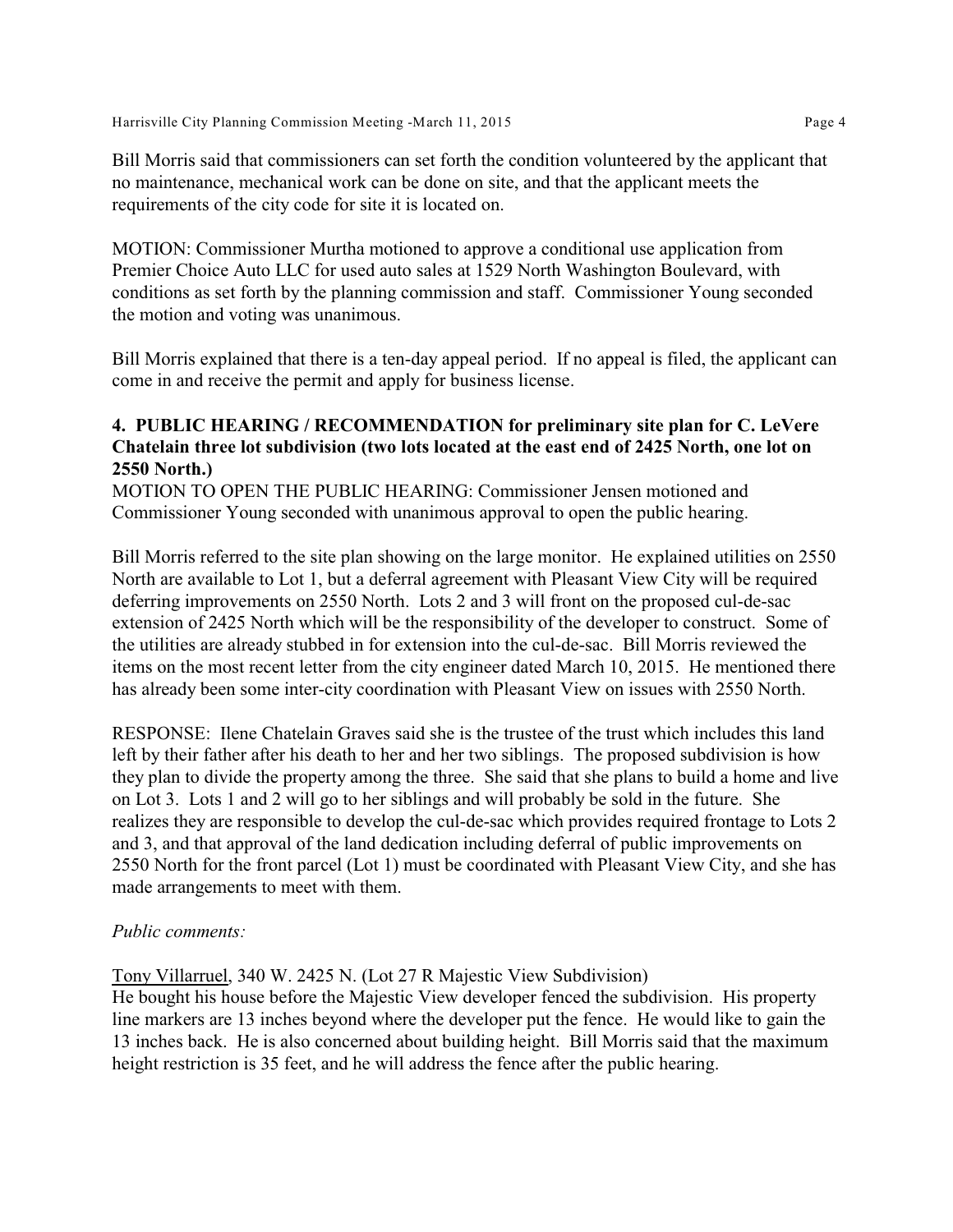Bill Morris said that commissioners can set forth the condition volunteered by the applicant that no maintenance, mechanical work can be done on site, and that the applicant meets the requirements of the city code for site it is located on.

MOTION: Commissioner Murtha motioned to approve a conditional use application from Premier Choice Auto LLC for used auto sales at 1529 North Washington Boulevard, with conditions as set forth by the planning commission and staff. Commissioner Young seconded the motion and voting was unanimous.

Bill Morris explained that there is a ten-day appeal period. If no appeal is filed, the applicant can come in and receive the permit and apply for business license.

**4. PUBLIC HEARING / RECOMMENDATION for preliminary site plan for C. LeVere Chatelain three lot subdivision (two lots located at the east end of 2425 North, one lot on 2550 North.)**

MOTION TO OPEN THE PUBLIC HEARING: Commissioner Jensen motioned and Commissioner Young seconded with unanimous approval to open the public hearing.

Bill Morris referred to the site plan showing on the large monitor. He explained utilities on 2550 North are available to Lot 1, but a deferral agreement with Pleasant View City will be required deferring improvements on 2550 North. Lots 2 and 3 will front on the proposed cul-de-sac extension of 2425 North which will be the responsibility of the developer to construct. Some of the utilities are already stubbed in for extension into the cul-de-sac. Bill Morris reviewed the items on the most recent letter from the city engineer dated March 10, 2015. He mentioned there has already been some inter-city coordination with Pleasant View on issues with 2550 North.

RESPONSE: Ilene Chatelain Graves said she is the trustee of the trust which includes this land left by their father after his death to her and her two siblings. The proposed subdivision is how they plan to divide the property among the three. She said that she plans to build a home and live on Lot 3. Lots 1 and 2 will go to her siblings and will probably be sold in the future. She realizes they are responsible to develop the cul-de-sac which provides required frontage to Lots 2 and 3, and that approval of the land dedication including deferral of public improvements on 2550 North for the front parcel (Lot 1) must be coordinated with Pleasant View City, and she has made arrangements to meet with them.

*Public comments:*

Tony Villarruel, 340 W. 2425 N. (Lot 27 R Majestic View Subdivision)
He bought his house before the Majestic View developer fenced the subdivision. His property line markers are 13 inches beyond where the developer put the fence. He would like to gain the 13 inches back. He is also concerned about building height. Bill Morris said that the maximum height restriction is 35 feet, and he will address the fence after the public hearing.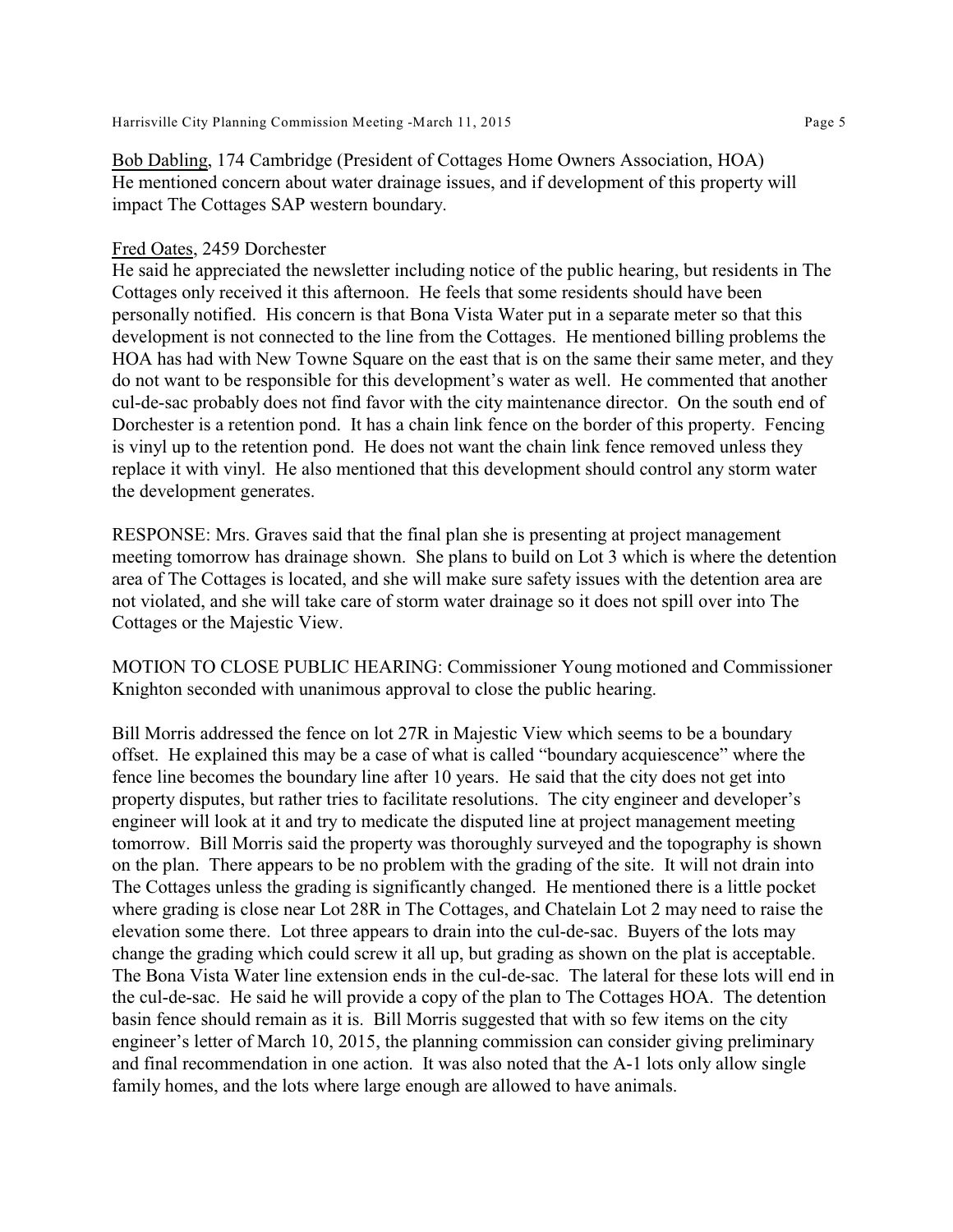Bob Dabling, 174 Cambridge (President of Cottages Home Owners Association, HOA)
He mentioned concern about water drainage issues, and if development of this property will impact The Cottages SAP western boundary.

Fred Oates, 2459 Dorchester
He said he appreciated the newsletter including notice of the public hearing, but residents in The Cottages only received it this afternoon. He feels that some residents should have been personally notified. His concern is that Bona Vista Water put in a separate meter so that this development is not connected to the line from the Cottages. He mentioned billing problems the HOA has had with New Towne Square on the east that is on the same their same meter, and they do not want to be responsible for this development's water as well. He commented that another cul-de-sac probably does not find favor with the city maintenance director. On the south end of Dorchester is a retention pond. It has a chain link fence on the border of this property. Fencing is vinyl up to the retention pond. He does not want the chain link fence removed unless they replace it with vinyl. He also mentioned that this development should control any storm water the development generates.

RESPONSE: Mrs. Graves said that the final plan she is presenting at project management meeting tomorrow has drainage shown. She plans to build on Lot 3 which is where the detention area of The Cottages is located, and she will make sure safety issues with the detention area are not violated, and she will take care of storm water drainage so it does not spill over into The Cottages or the Majestic View.

MOTION TO CLOSE PUBLIC HEARING: Commissioner Young motioned and Commissioner Knighton seconded with unanimous approval to close the public hearing.

Bill Morris addressed the fence on lot 27R in Majestic View which seems to be a boundary offset. He explained this may be a case of what is called "boundary acquiescence" where the fence line becomes the boundary line after 10 years. He said that the city does not get into property disputes, but rather tries to facilitate resolutions. The city engineer and developer's engineer will look at it and try to medicate the disputed line at project management meeting tomorrow. Bill Morris said the property was thoroughly surveyed and the topography is shown on the plan. There appears to be no problem with the grading of the site. It will not drain into The Cottages unless the grading is significantly changed. He mentioned there is a little pocket where grading is close near Lot 28R in The Cottages, and Chatelain Lot 2 may need to raise the elevation some there. Lot three appears to drain into the cul-de-sac. Buyers of the lots may change the grading which could screw it all up, but grading as shown on the plat is acceptable. The Bona Vista Water line extension ends in the cul-de-sac. The lateral for these lots will end in the cul-de-sac. He said he will provide a copy of the plan to The Cottages HOA. The detention basin fence should remain as it is. Bill Morris suggested that with so few items on the city engineer's letter of March 10, 2015, the planning commission can consider giving preliminary and final recommendation in one action. It was also noted that the A-1 lots only allow single family homes, and the lots where large enough are allowed to have animals.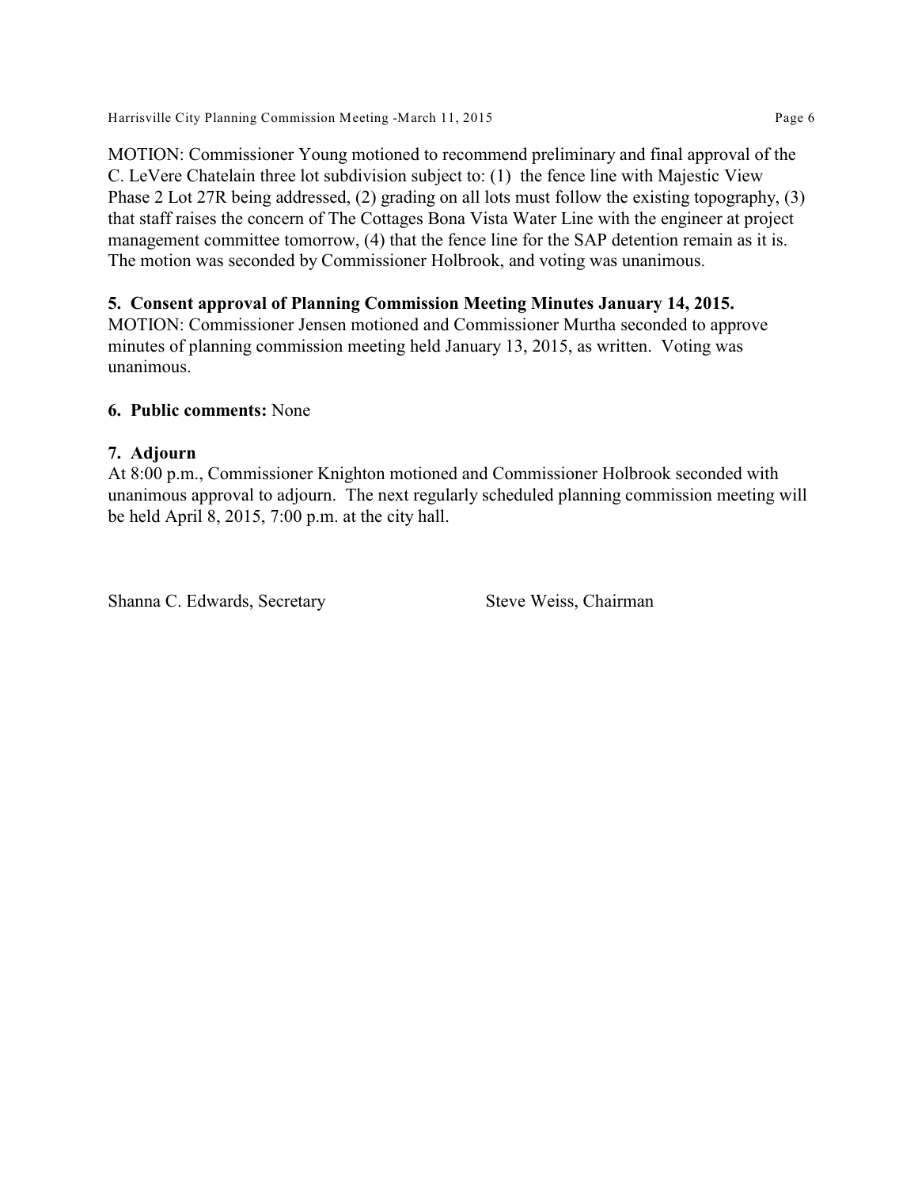MOTION: Commissioner Young motioned to recommend preliminary and final approval of the C. LeVere Chatelain three lot subdivision subject to: (1) the fence line with Majestic View Phase 2 Lot 27R being addressed, (2) grading on all lots must follow the existing topography, (3) that staff raises the concern of The Cottages Bona Vista Water Line with the engineer at project management committee tomorrow, (4) that the fence line for the SAP detention remain as it is. The motion was seconded by Commissioner Holbrook, and voting was unanimous.

**5. Consent approval of Planning Commission Meeting Minutes January 14, 2015.**
MOTION: Commissioner Jensen motioned and Commissioner Murtha seconded to approve minutes of planning commission meeting held January 13, 2015, as written. Voting was unanimous.

**6. Public comments:** None

**7. Adjourn**
At 8:00 p.m., Commissioner Knighton motioned and Commissioner Holbrook seconded with unanimous approval to adjourn. The next regularly scheduled planning commission meeting will be held April 8, 2015, 7:00 p.m. at the city hall.

Shanna C. Edwards, Secretary

Steve Weiss, Chairman